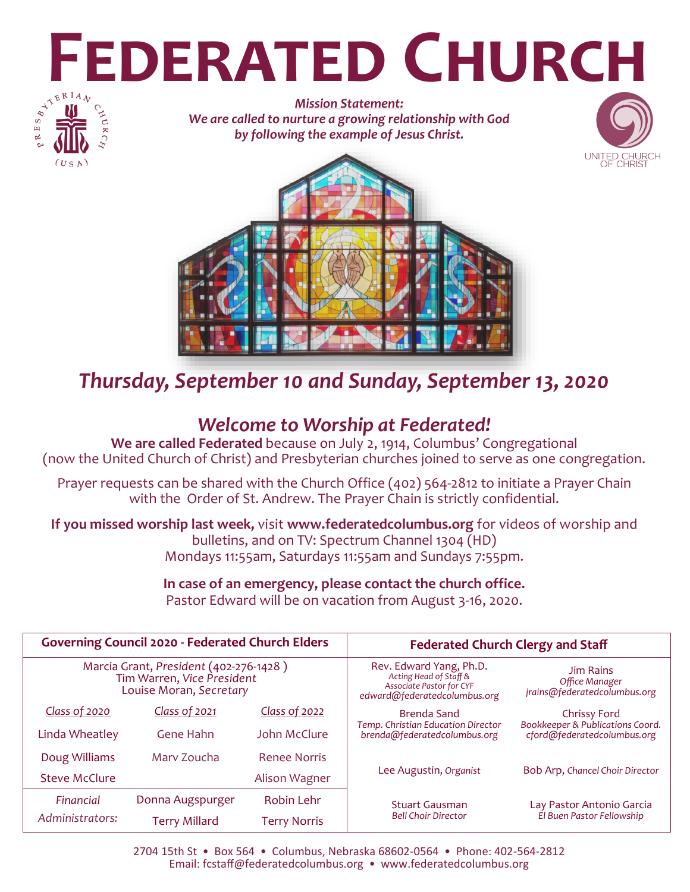# Federated Church

***Mission Statement:***
***We are called to nurture a growing relationship with God by following the example of Jesus Christ.***

## *Thursday, September 10 and Sunday, September 13, 2020*

## *Welcome to Worship at Federated!*

**We are called Federated** because on July 2, 1914, Columbus' Congregational (now the United Church of Christ) and Presbyterian churches joined to serve as one congregation.

Prayer requests can be shared with the Church Office (402) 564-2812 to initiate a Prayer Chain with the Order of St. Andrew. The Prayer Chain is strictly confidential.

**If you missed worship last week,** visit **www.federatedcolumbus.org** for videos of worship and bulletins, and on TV: Spectrum Channel 1304 (HD) Mondays 11:55am, Saturdays 11:55am and Sundays 7:55pm.

**In case of an emergency, please contact the church office.**
Pastor Edward will be on vacation from August 3-16, 2020.

| **Governing Council 2020 - Federated Church Elders** | | |
|---|---|---|
| Marcia Grant, *President* (402-276-1428 ) | Tim Warren, *Vice President* | Louise Moran, *Secretary* |
| *Class of 2020* | *Class of 2021* | *Class of 2022* |
| Linda Wheatley | Gene Hahn | John McClure |
| Doug Williams | Marv Zoucha | Renee Norris |
| Steve McClure | | Alison Wagner |
| *Financial Administrators:* | Donna Augspurger | Robin Lehr |
| | Terry Millard | Terry Norris |

| **Federated Church Clergy and Staff** | |
|---|---|
| Rev. Edward Yang, Ph.D. *Acting Head of Staff & Associate Pastor for CYF* *edward@federatedcolumbus.org* | Jim Rains *Office Manager* *jrains@federatedcolumbus.org* |
| Brenda Sand *Temp. Christian Education Director* *brenda@federatedcolumbus.org* | Chrissy Ford *Bookkeeper & Publications Coord.* *cford@federatedcolumbus.org* |
| Lee Augustin, *Organist* | Bob Arp, *Chancel Choir Director* |
| Stuart Gausman *Bell Choir Director* | Lay Pastor Antonio Garcia *El Buen Pastor Fellowship* |

2704 15th St • Box 564 • Columbus, Nebraska 68602-0564 • Phone: 402-564-2812
Email: fcstaff@federatedcolumbus.org • www.federatedcolumbus.org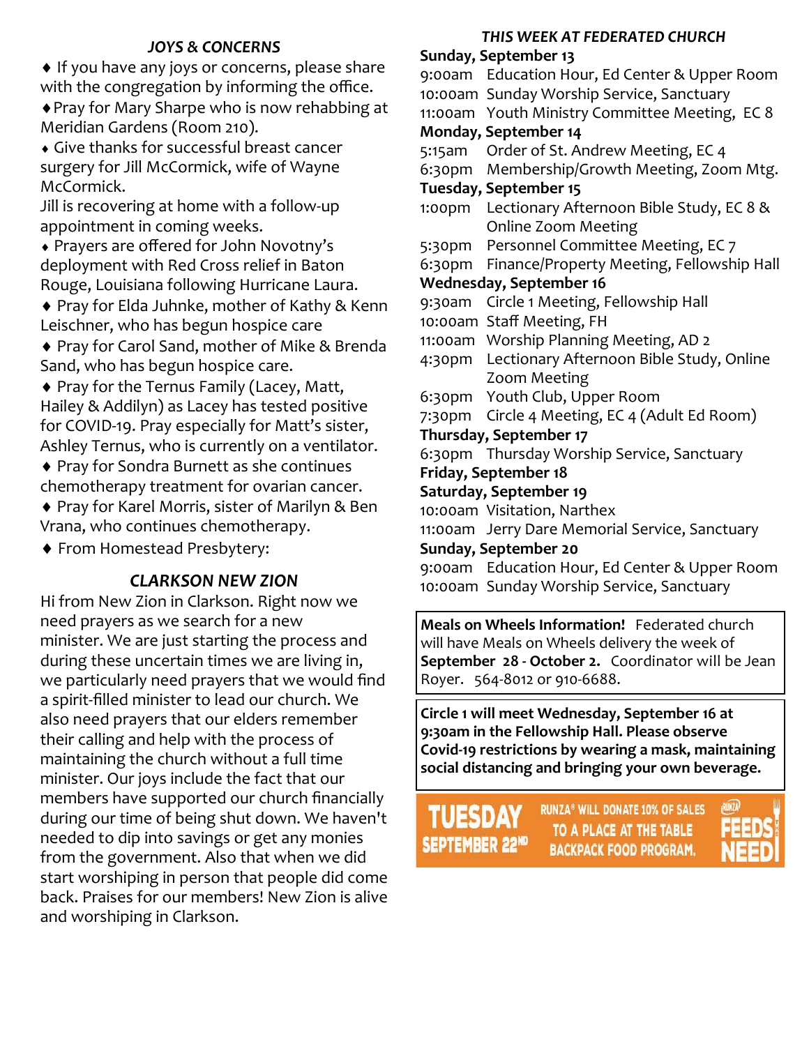### *JOYS & CONCERNS*

♦ If you have any joys or concerns, please share with the congregation by informing the office.

♦ Pray for Mary Sharpe who is now rehabbing at Meridian Gardens (Room 210).

♦ Give thanks for successful breast cancer surgery for Jill McCormick, wife of Wayne McCormick.

Jill is recovering at home with a follow-up appointment in coming weeks.

♦ Prayers are offered for John Novotny's deployment with Red Cross relief in Baton Rouge, Louisiana following Hurricane Laura.

♦ Pray for Elda Juhnke, mother of Kathy & Kenn Leischner, who has begun hospice care

♦ Pray for Carol Sand, mother of Mike & Brenda Sand, who has begun hospice care.

♦ Pray for the Ternus Family (Lacey, Matt, Hailey & Addilyn) as Lacey has tested positive for COVID-19. Pray especially for Matt's sister, Ashley Ternus, who is currently on a ventilator.

♦ Pray for Sondra Burnett as she continues chemotherapy treatment for ovarian cancer.

♦ Pray for Karel Morris, sister of Marilyn & Ben Vrana, who continues chemotherapy.

♦ From Homestead Presbytery:

### *CLARKSON NEW ZION*

Hi from New Zion in Clarkson. Right now we need prayers as we search for a new minister. We are just starting the process and during these uncertain times we are living in, we particularly need prayers that we would find a spirit-filled minister to lead our church. We also need prayers that our elders remember their calling and help with the process of maintaining the church without a full time minister. Our joys include the fact that our members have supported our church financially during our time of being shut down. We haven't needed to dip into savings or get any monies from the government. Also that when we did start worshiping in person that people did come back. Praises for our members! New Zion is alive and worshiping in Clarkson.

### *THIS WEEK AT FEDERATED CHURCH*

**Sunday, September 13**
9:00am Education Hour, Ed Center & Upper Room
10:00am Sunday Worship Service, Sanctuary
11:00am Youth Ministry Committee Meeting, EC 8

**Monday, September 14**
5:15am Order of St. Andrew Meeting, EC 4
6:30pm Membership/Growth Meeting, Zoom Mtg.

**Tuesday, September 15**
1:00pm Lectionary Afternoon Bible Study, EC 8 & Online Zoom Meeting
5:30pm Personnel Committee Meeting, EC 7
6:30pm Finance/Property Meeting, Fellowship Hall

**Wednesday, September 16**
9:30am Circle 1 Meeting, Fellowship Hall
10:00am Staff Meeting, FH
11:00am Worship Planning Meeting, AD 2
4:30pm Lectionary Afternoon Bible Study, Online Zoom Meeting
6:30pm Youth Club, Upper Room
7:30pm Circle 4 Meeting, EC 4 (Adult Ed Room)

**Thursday, September 17**
6:30pm Thursday Worship Service, Sanctuary

**Friday, September 18**

**Saturday, September 19**
10:00am Visitation, Narthex
11:00am Jerry Dare Memorial Service, Sanctuary

**Sunday, September 20**
9:00am Education Hour, Ed Center & Upper Room
10:00am Sunday Worship Service, Sanctuary

**Meals on Wheels Information!** Federated church will have Meals on Wheels delivery the week of **September 28 - October 2.** Coordinator will be Jean Royer. 564-8012 or 910-6688.

**Circle 1 will meet Wednesday, September 16 at 9:30am in the Fellowship Hall. Please observe Covid-19 restrictions by wearing a mask, maintaining social distancing and bringing your own beverage.**

**TUESDAY SEPTEMBER 22ND** RUNZA® WILL DONATE 10% OF SALES TO A PLACE AT THE TABLE BACKPACK FOOD PROGRAM. RUNZA FEEDS NEED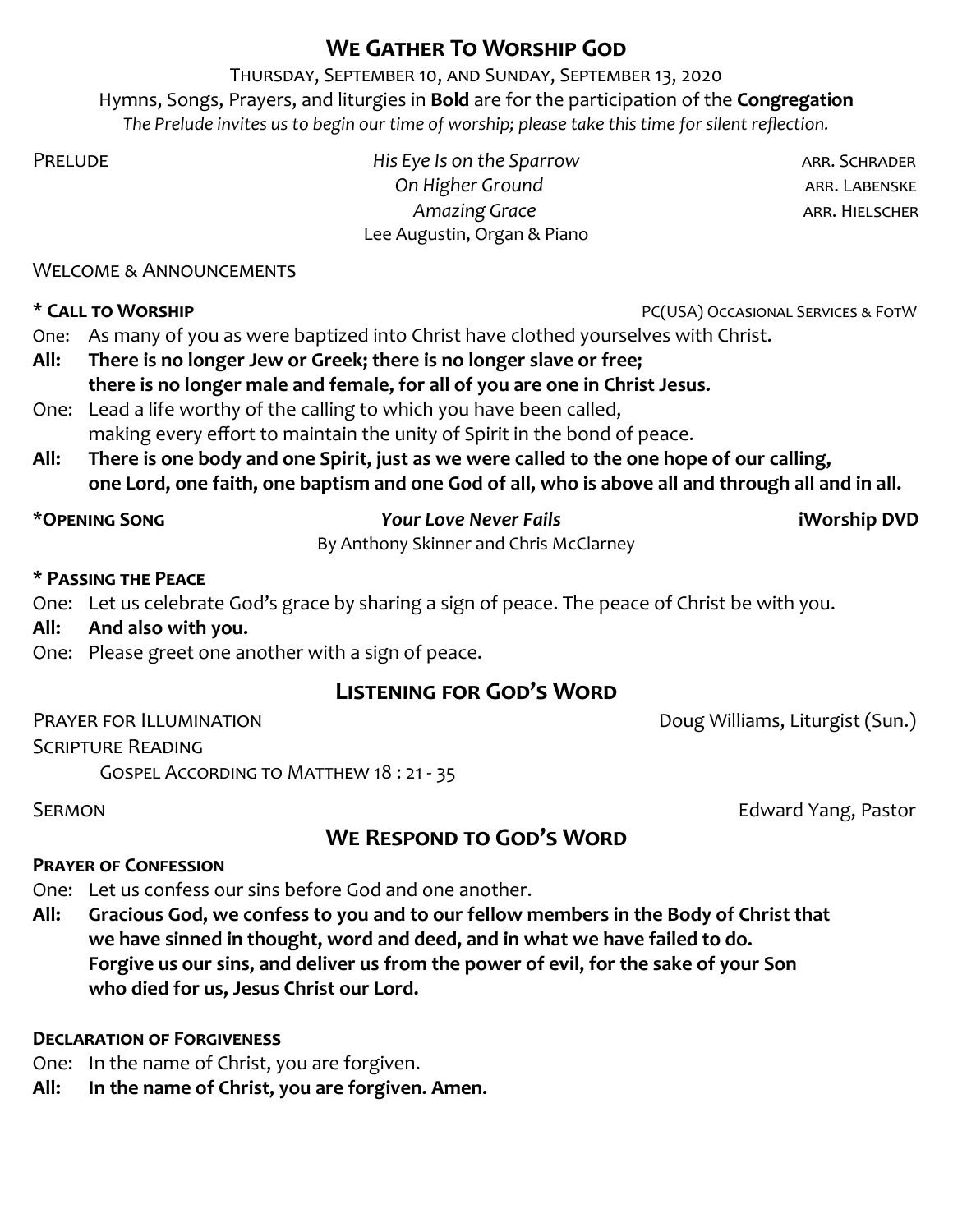## We Gather To Worship God

Thursday, September 10, and Sunday, September 13, 2020

Hymns, Songs, Prayers, and liturgies in **Bold** are for the participation of the **Congregation**

*The Prelude invites us to begin our time of worship; please take this time for silent reflection.*

Prelude — *His Eye Is on the Sparrow* — arr. Schrader
*On Higher Ground* — arr. Labenske
*Amazing Grace* — arr. Hielscher
Lee Augustin, Organ & Piano

Welcome & Announcements

**\* Call to Worship** — PC(USA) Occasional Services & FotW

One: As many of you as were baptized into Christ have clothed yourselves with Christ.

**All: There is no longer Jew or Greek; there is no longer slave or free; there is no longer male and female, for all of you are one in Christ Jesus.**

One: Lead a life worthy of the calling to which you have been called, making every effort to maintain the unity of Spirit in the bond of peace.

**All: There is one body and one Spirit, just as we were called to the one hope of our calling, one Lord, one faith, one baptism and one God of all, who is above all and through all and in all.**

**\*Opening Song** — ***Your Love Never Fails*** — **iWorship DVD**
By Anthony Skinner and Chris McClarney

**\* Passing the Peace**

One: Let us celebrate God's grace by sharing a sign of peace. The peace of Christ be with you.

**All: And also with you.**

One: Please greet one another with a sign of peace.

## Listening for God's Word

Prayer for Illumination — Doug Williams, Liturgist (Sun.)

Scripture Reading
Gospel According to Matthew 18 : 21 - 35

Sermon — Edward Yang, Pastor

## We Respond to God's Word

**Prayer of Confession**

One: Let us confess our sins before God and one another.

**All: Gracious God, we confess to you and to our fellow members in the Body of Christ that we have sinned in thought, word and deed, and in what we have failed to do. Forgive us our sins, and deliver us from the power of evil, for the sake of your Son who died for us, Jesus Christ our Lord.**

**Declaration of Forgiveness**

One: In the name of Christ, you are forgiven.

**All: In the name of Christ, you are forgiven. Amen.**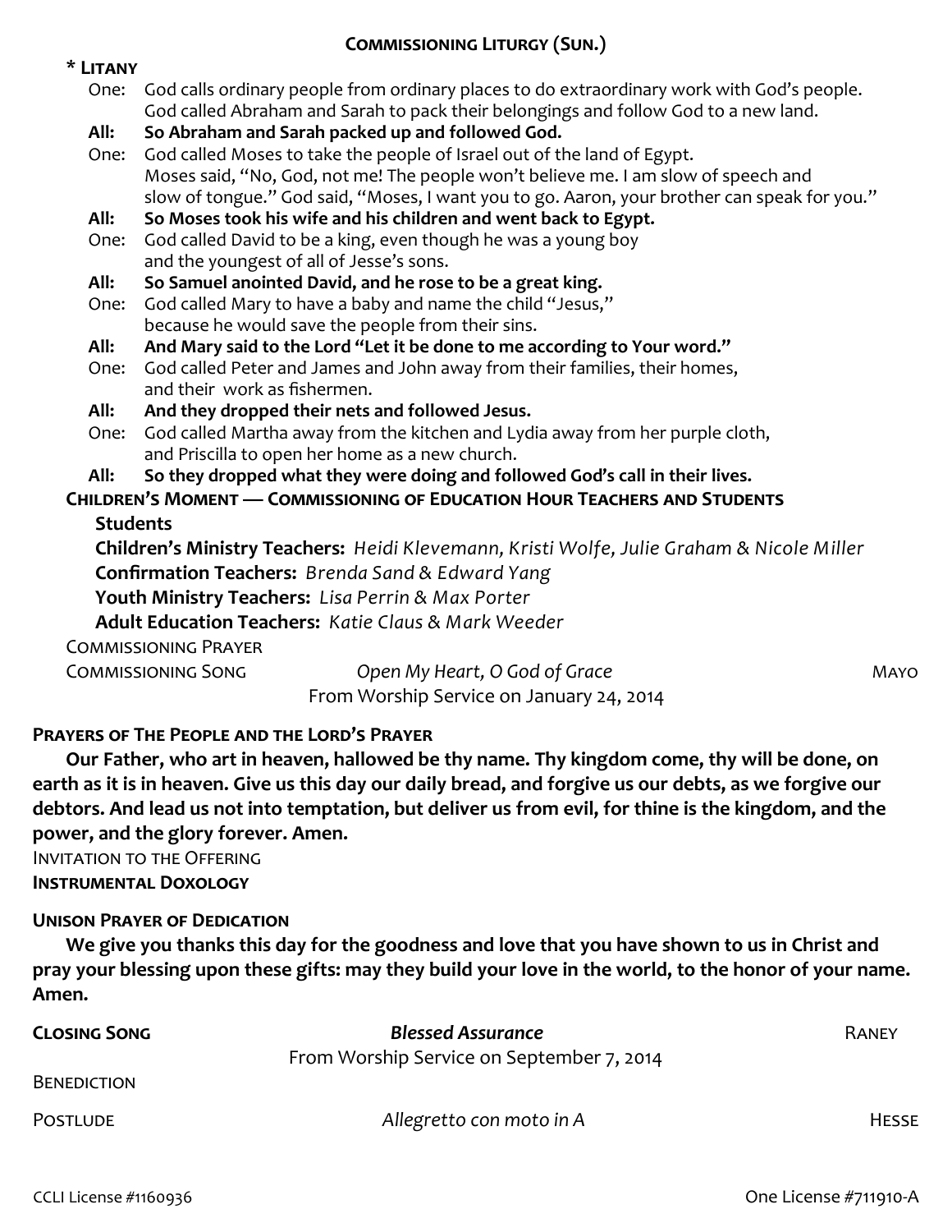## Commissioning Liturgy (Sun.)

**\* Litany**

One: God calls ordinary people from ordinary places to do extraordinary work with God's people. God called Abraham and Sarah to pack their belongings and follow God to a new land.

**All: So Abraham and Sarah packed up and followed God.**

One: God called Moses to take the people of Israel out of the land of Egypt. Moses said, "No, God, not me! The people won't believe me. I am slow of speech and slow of tongue." God said, "Moses, I want you to go. Aaron, your brother can speak for you."

**All: So Moses took his wife and his children and went back to Egypt.**

One: God called David to be a king, even though he was a young boy and the youngest of all of Jesse's sons.

**All: So Samuel anointed David, and he rose to be a great king.**

One: God called Mary to have a baby and name the child "Jesus," because he would save the people from their sins.

**All: And Mary said to the Lord "Let it be done to me according to Your word."**

One: God called Peter and James and John away from their families, their homes, and their work as fishermen.

**All: And they dropped their nets and followed Jesus.**

One: God called Martha away from the kitchen and Lydia away from her purple cloth, and Priscilla to open her home as a new church.

**All: So they dropped what they were doing and followed God's call in their lives.**

**Children's Moment — Commissioning of Education Hour Teachers and Students**

**Students**

**Children's Ministry Teachers:** *Heidi Klevemann, Kristi Wolfe, Julie Graham & Nicole Miller*

**Confirmation Teachers:** *Brenda Sand & Edward Yang*

**Youth Ministry Teachers:** *Lisa Perrin & Max Porter*

**Adult Education Teachers:** *Katie Claus & Mark Weeder*

Commissioning Prayer

Commissioning Song — *Open My Heart, O God of Grace* — Mayo
From Worship Service on January 24, 2014

**Prayers of The People and the Lord's Prayer**

**Our Father, who art in heaven, hallowed be thy name. Thy kingdom come, thy will be done, on earth as it is in heaven. Give us this day our daily bread, and forgive us our debts, as we forgive our debtors. And lead us not into temptation, but deliver us from evil, for thine is the kingdom, and the power, and the glory forever. Amen.**

Invitation to the Offering

**Instrumental Doxology**

**Unison Prayer of Dedication**

**We give you thanks this day for the goodness and love that you have shown to us in Christ and pray your blessing upon these gifts: may they build your love in the world, to the honor of your name. Amen.**

**Closing Song** — ***Blessed Assurance*** — Raney
From Worship Service on September 7, 2014

Benediction

Postlude — *Allegretto con moto in A* — Hesse

CCLI License #1160936 One License #711910-A